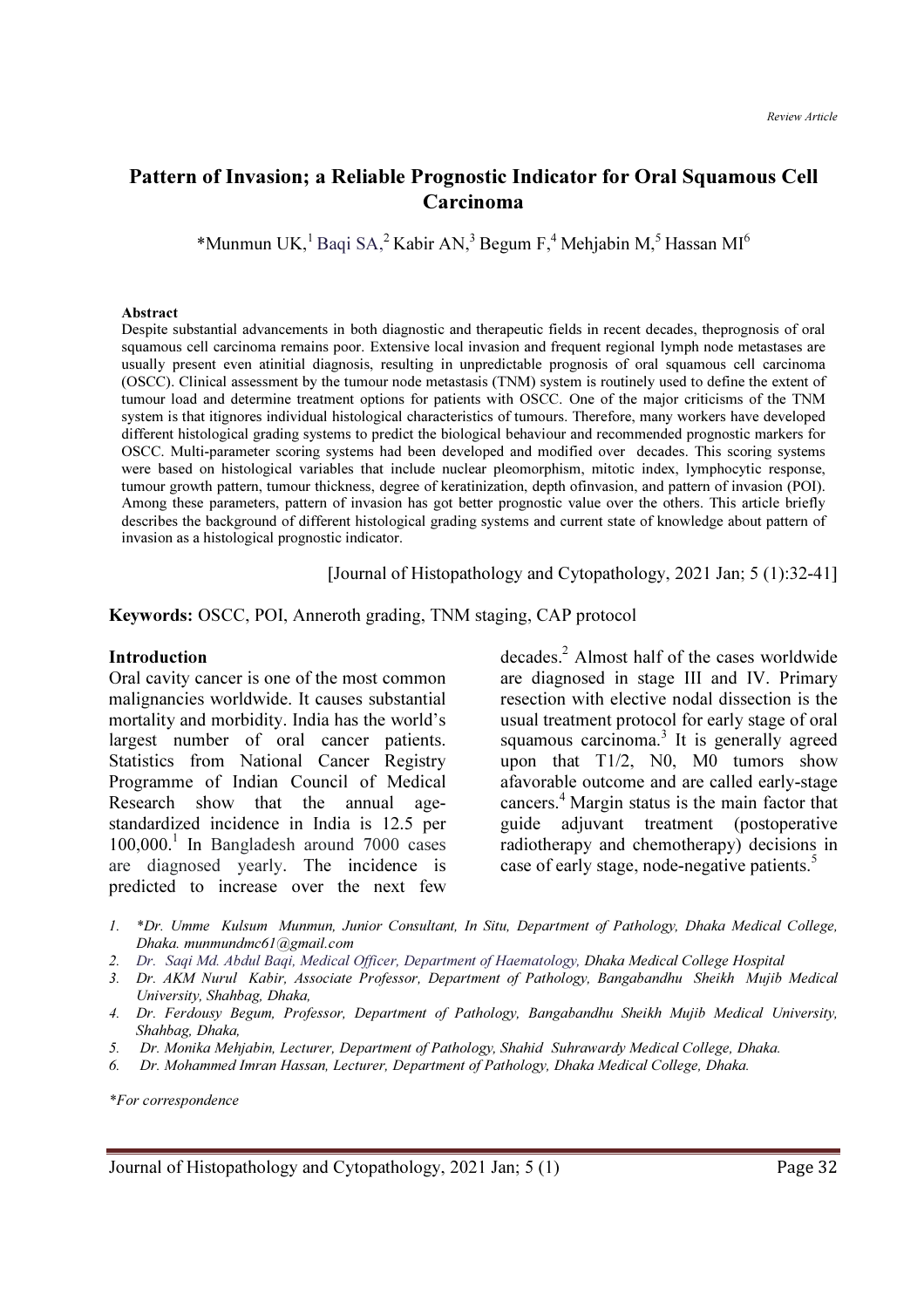*Review Article*

# Pattern of Invasion; a Reliable Prognostic Indicator for Oral Squamous Cell Carcinoma

*Munmun UK,[1] Baqi SA,[2] Kabir AN,[3] Begum F,[4] Mehjabin M,[5] Hassan MI[6]

**Abstract**

Despite substantial advancements in both diagnostic and therapeutic fields in recent decades, theprognosis of oral squamous cell carcinoma remains poor. Extensive local invasion and frequent regional lymph node metastases are usually present even atinitial diagnosis, resulting in unpredictable prognosis of oral squamous cell carcinoma (OSCC). Clinical assessment by the tumour node metastasis (TNM) system is routinely used to define the extent of tumour load and determine treatment options for patients with OSCC. One of the major criticisms of the TNM system is that itignores individual histological characteristics of tumours. Therefore, many workers have developed different histological grading systems to predict the biological behaviour and recommended prognostic markers for OSCC. Multi-parameter scoring systems had been developed and modified over decades. This scoring systems were based on histological variables that include nuclear pleomorphism, mitotic index, lymphocytic response, tumour growth pattern, tumour thickness, degree of keratinization, depth ofinvasion, and pattern of invasion (POI). Among these parameters, pattern of invasion has got better prognostic value over the others. This article briefly describes the background of different histological grading systems and current state of knowledge about pattern of invasion as a histological prognostic indicator.

[Journal of Histopathology and Cytopathology, 2021 Jan; 5 (1):32-41]

**Keywords:** OSCC, POI, Anneroth grading, TNM staging, CAP protocol

## Introduction

Oral cavity cancer is one of the most common malignancies worldwide. It causes substantial mortality and morbidity. India has the world's largest number of oral cancer patients. Statistics from National Cancer Registry Programme of Indian Council of Medical Research show that the annual age-standardized incidence in India is 12.5 per 100,000.[1] In Bangladesh around 7000 cases are diagnosed yearly. The incidence is predicted to increase over the next few decades.[2] Almost half of the cases worldwide are diagnosed in stage III and IV. Primary resection with elective nodal dissection is the usual treatment protocol for early stage of oral squamous carcinoma.[3] It is generally agreed upon that T1/2, N0, M0 tumors show afavorable outcome and are called early-stage cancers.[4] Margin status is the main factor that guide adjuvant treatment (postoperative radiotherapy and chemotherapy) decisions in case of early stage, node-negative patients.[5]

1. *Dr. Umme Kulsum Munmun, Junior Consultant, In Situ, Department of Pathology, Dhaka Medical College, Dhaka. munmundmc61@gmail.com*
2. *Dr. Saqi Md. Abdul Baqi, Medical Officer, Department of Haematology, Dhaka Medical College Hospital*
3. *Dr. AKM Nurul Kabir, Associate Professor, Department of Pathology, Bangabandhu Sheikh Mujib Medical University, Shahbag, Dhaka,*
4. *Dr. Ferdousy Begum, Professor, Department of Pathology, Bangabandhu Sheikh Mujib Medical University, Shahbag, Dhaka,*
5. *Dr. Monika Mehjabin, Lecturer, Department of Pathology, Shahid Suhrawardy Medical College, Dhaka.*
6. *Dr. Mohammed Imran Hassan, Lecturer, Department of Pathology, Dhaka Medical College, Dhaka.*

*\*For correspondence*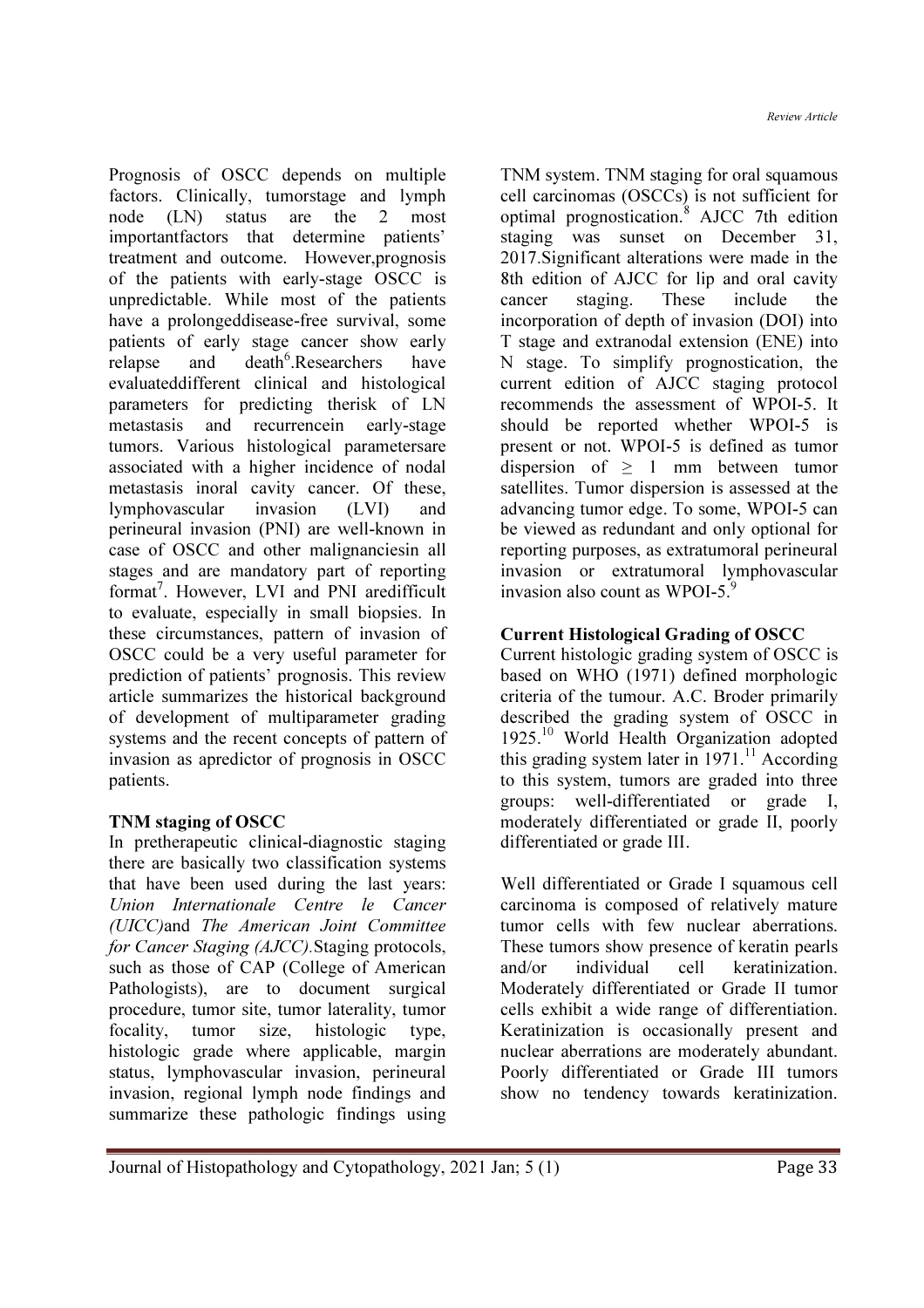Prognosis of OSCC depends on multiple factors. Clinically, tumorstage and lymph node (LN) status are the 2 most importantfactors that determine patients' treatment and outcome. However,prognosis of the patients with early-stage OSCC is unpredictable. While most of the patients have a prolongeddisease-free survival, some patients of early stage cancer show early relapse and death[6].Researchers have evaluateddifferent clinical and histological parameters for predicting therisk of LN metastasis and recurrencein early-stage tumors. Various histological parametersare associated with a higher incidence of nodal metastasis inoral cavity cancer. Of these, lymphovascular invasion (LVI) and perineural invasion (PNI) are well-known in case of OSCC and other malignanciesin all stages and are mandatory part of reporting format[7]. However, LVI and PNI aredifficult to evaluate, especially in small biopsies. In these circumstances, pattern of invasion of OSCC could be a very useful parameter for prediction of patients' prognosis. This review article summarizes the historical background of development of multiparameter grading systems and the recent concepts of pattern of invasion as apredictor of prognosis in OSCC patients.

**TNM staging of OSCC**

In pretherapeutic clinical-diagnostic staging there are basically two classification systems that have been used during the last years: *Union Internationale Centre le Cancer (UICC)*and *The American Joint Committee for Cancer Staging (AJCC).*Staging protocols, such as those of CAP (College of American Pathologists), are to document surgical procedure, tumor site, tumor laterality, tumor focality, tumor size, histologic type, histologic grade where applicable, margin status, lymphovascular invasion, perineural invasion, regional lymph node findings and summarize these pathologic findings using TNM system. TNM staging for oral squamous cell carcinomas (OSCCs) is not sufficient for optimal prognostication.[8] AJCC 7th edition staging was sunset on December 31, 2017.Significant alterations were made in the 8th edition of AJCC for lip and oral cavity cancer staging. These include the incorporation of depth of invasion (DOI) into T stage and extranodal extension (ENE) into N stage. To simplify prognostication, the current edition of AJCC staging protocol recommends the assessment of WPOI-5. It should be reported whether WPOI-5 is present or not. WPOI-5 is defined as tumor dispersion of $\geq$ 1 mm between tumor satellites. Tumor dispersion is assessed at the advancing tumor edge. To some, WPOI-5 can be viewed as redundant and only optional for reporting purposes, as extratumoral perineural invasion or extratumoral lymphovascular invasion also count as WPOI-5.[9]

**Current Histological Grading of OSCC**

Current histologic grading system of OSCC is based on WHO (1971) defined morphologic criteria of the tumour. A.C. Broder primarily described the grading system of OSCC in 1925.[10] World Health Organization adopted this grading system later in 1971.[11] According to this system, tumors are graded into three groups: well-differentiated or grade I, moderately differentiated or grade II, poorly differentiated or grade III.

Well differentiated or Grade I squamous cell carcinoma is composed of relatively mature tumor cells with few nuclear aberrations. These tumors show presence of keratin pearls and/or individual cell keratinization. Moderately differentiated or Grade II tumor cells exhibit a wide range of differentiation. Keratinization is occasionally present and nuclear aberrations are moderately abundant. Poorly differentiated or Grade III tumors show no tendency towards keratinization.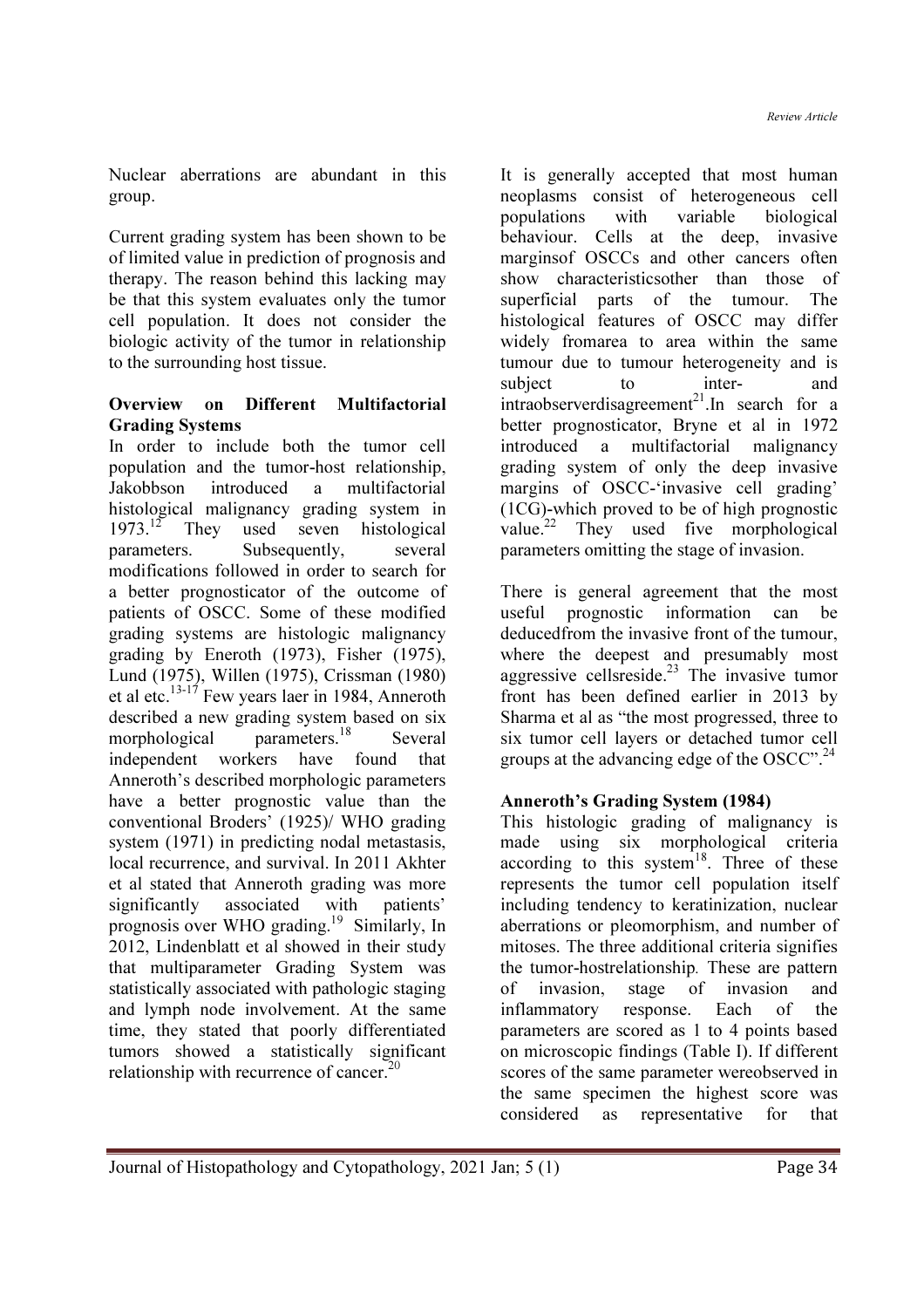Nuclear aberrations are abundant in this group.

Current grading system has been shown to be of limited value in prediction of prognosis and therapy. The reason behind this lacking may be that this system evaluates only the tumor cell population. It does not consider the biologic activity of the tumor in relationship to the surrounding host tissue.

**Overview on Different Multifactorial Grading Systems**

In order to include both the tumor cell population and the tumor-host relationship, Jakobbson introduced a multifactorial histological malignancy grading system in 1973.[12] They used seven histological parameters. Subsequently, several modifications followed in order to search for a better prognosticator of the outcome of patients of OSCC. Some of these modified grading systems are histologic malignancy grading by Eneroth (1973), Fisher (1975), Lund (1975), Willen (1975), Crissman (1980) et al etc.[13-17] Few years laer in 1984, Anneroth described a new grading system based on six morphological parameters.[18] Several independent workers have found that Anneroth's described morphologic parameters have a better prognostic value than the conventional Broders' (1925)/ WHO grading system (1971) in predicting nodal metastasis, local recurrence, and survival. In 2011 Akhter et al stated that Anneroth grading was more significantly associated with patients' prognosis over WHO grading.[19] Similarly, In 2012, Lindenblatt et al showed in their study that multiparameter Grading System was statistically associated with pathologic staging and lymph node involvement. At the same time, they stated that poorly differentiated tumors showed a statistically significant relationship with recurrence of cancer.[20]

It is generally accepted that most human neoplasms consist of heterogeneous cell populations with variable biological behaviour. Cells at the deep, invasive marginsof OSCCs and other cancers often show characteristicsother than those of superficial parts of the tumour. The histological features of OSCC may differ widely fromarea to area within the same tumour due to tumour heterogeneity and is subject to inter- and intraobserverdisagreement[21].In search for a better prognosticator, Bryne et al in 1972 introduced a multifactorial malignancy grading system of only the deep invasive margins of OSCC-'invasive cell grading' (1CG)-which proved to be of high prognostic value.[22] They used five morphological parameters omitting the stage of invasion.

There is general agreement that the most useful prognostic information can be deducedfrom the invasive front of the tumour, where the deepest and presumably most aggressive cellsreside.[23] The invasive tumor front has been defined earlier in 2013 by Sharma et al as "the most progressed, three to six tumor cell layers or detached tumor cell groups at the advancing edge of the OSCC".[24]

**Anneroth's Grading System (1984)**

This histologic grading of malignancy is made using six morphological criteria according to this system[18]. Three of these represents the tumor cell population itself including tendency to keratinization, nuclear aberrations or pleomorphism, and number of mitoses. The three additional criteria signifies the tumor-hostrelationship. These are pattern of invasion, stage of invasion and inflammatory response. Each of the parameters are scored as 1 to 4 points based on microscopic findings (Table I). If different scores of the same parameter wereobserved in the same specimen the highest score was considered as representative for that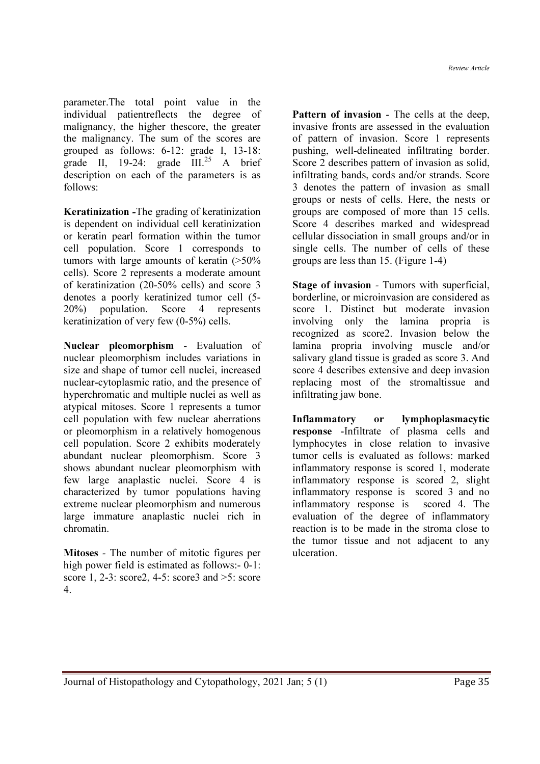parameter.The total point value in the individual patientreflects the degree of malignancy, the higher thescore, the greater the malignancy. The sum of the scores are grouped as follows: 6-12: grade I, 13-18: grade II, 19-24: grade III.[25] A brief description on each of the parameters is as follows:

**Keratinization -**The grading of keratinization is dependent on individual cell keratinization or keratin pearl formation within the tumor cell population. Score 1 corresponds to tumors with large amounts of keratin (>50% cells). Score 2 represents a moderate amount of keratinization (20-50% cells) and score 3 denotes a poorly keratinized tumor cell (5-20%) population. Score 4 represents keratinization of very few (0-5%) cells.

**Nuclear pleomorphism** - Evaluation of nuclear pleomorphism includes variations in size and shape of tumor cell nuclei, increased nuclear-cytoplasmic ratio, and the presence of hyperchromatic and multiple nuclei as well as atypical mitoses. Score 1 represents a tumor cell population with few nuclear aberrations or pleomorphism in a relatively homogenous cell population. Score 2 exhibits moderately abundant nuclear pleomorphism. Score 3 shows abundant nuclear pleomorphism with few large anaplastic nuclei. Score 4 is characterized by tumor populations having extreme nuclear pleomorphism and numerous large immature anaplastic nuclei rich in chromatin.

**Mitoses** - The number of mitotic figures per high power field is estimated as follows:- 0-1: score 1, 2-3: score2, 4-5: score3 and >5: score 4.

**Pattern of invasion** - The cells at the deep, invasive fronts are assessed in the evaluation of pattern of invasion. Score 1 represents pushing, well-delineated infiltrating border. Score 2 describes pattern of invasion as solid, infiltrating bands, cords and/or strands. Score 3 denotes the pattern of invasion as small groups or nests of cells. Here, the nests or groups are composed of more than 15 cells. Score 4 describes marked and widespread cellular dissociation in small groups and/or in single cells. The number of cells of these groups are less than 15. (Figure 1-4)

**Stage of invasion** - Tumors with superficial, borderline, or microinvasion are considered as score 1. Distinct but moderate invasion involving only the lamina propria is recognized as score2. Invasion below the lamina propria involving muscle and/or salivary gland tissue is graded as score 3. And score 4 describes extensive and deep invasion replacing most of the stromaltissue and infiltrating jaw bone.

**Inflammatory or lymphoplasmacytic response** -Infiltrate of plasma cells and lymphocytes in close relation to invasive tumor cells is evaluated as follows: marked inflammatory response is scored 1, moderate inflammatory response is scored 2, slight inflammatory response is scored 3 and no inflammatory response is scored 4. The evaluation of the degree of inflammatory reaction is to be made in the stroma close to the tumor tissue and not adjacent to any ulceration.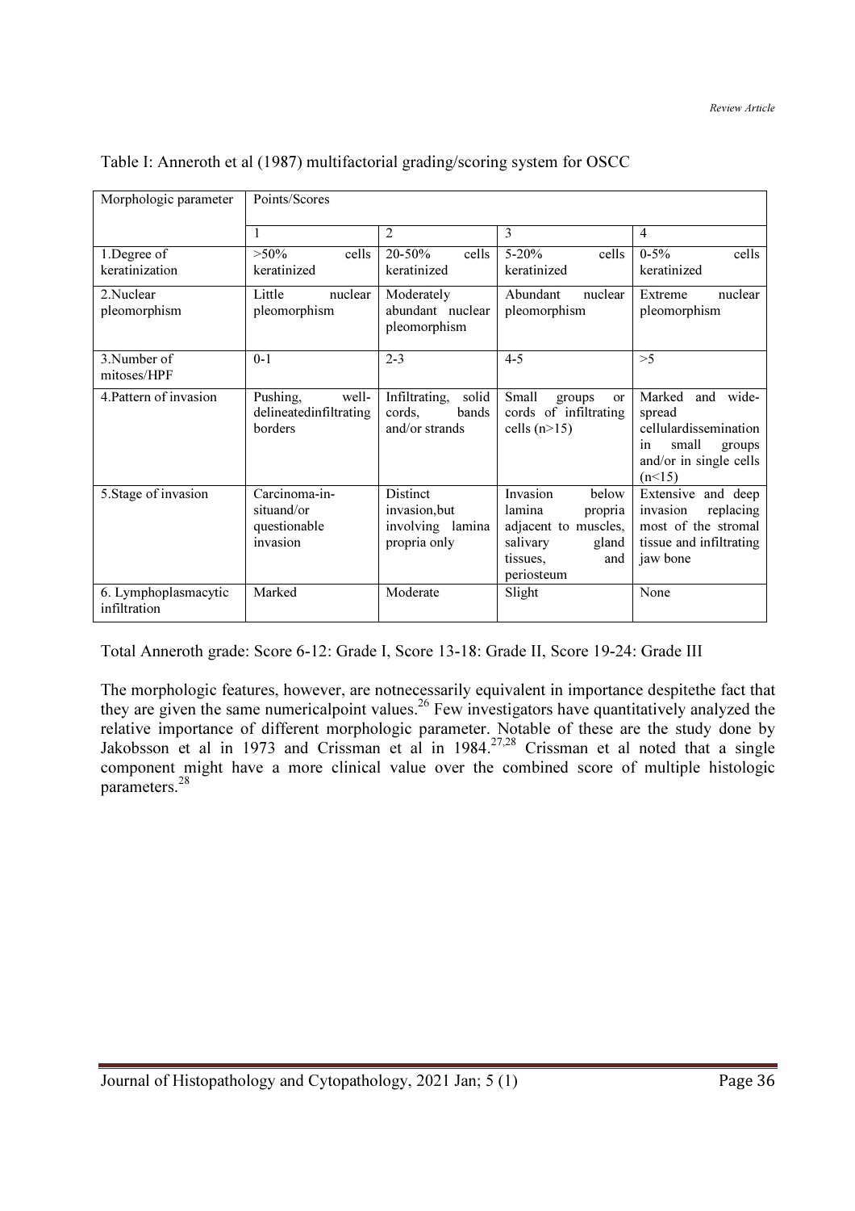Table I: Anneroth et al (1987) multifactorial grading/scoring system for OSCC

| Morphologic parameter | Points/Scores | | | |
|---|---|---|---|---|
| | 1 | 2 | 3 | 4 |
| 1.Degree of keratinization | >50% cells keratinized | 20-50% cells keratinized | 5-20% cells keratinized | 0-5% cells keratinized |
| 2.Nuclear pleomorphism | Little nuclear pleomorphism | Moderately abundant nuclear pleomorphism | Abundant nuclear pleomorphism | Extreme nuclear pleomorphism |
| 3.Number of mitoses/HPF | 0-1 | 2-3 | 4-5 | >5 |
| 4.Pattern of invasion | Pushing, well-delineatedinfiltrating borders | Infiltrating, solid cords, bands and/or strands | Small groups or cords of infiltrating cells (n>15) | Marked and wide-spread cellulardissemination in small groups and/or in single cells (n<15) |
| 5.Stage of invasion | Carcinoma-in-situand/or questionable invasion | Distinct invasion,but involving lamina propria only | Invasion below lamina propria adjacent to muscles, salivary gland tissues, and periosteum | Extensive and deep invasion replacing most of the stromal tissue and infiltrating jaw bone |
| 6. Lymphoplasmacytic infiltration | Marked | Moderate | Slight | None |

Total Anneroth grade: Score 6-12: Grade I, Score 13-18: Grade II, Score 19-24: Grade III

The morphologic features, however, are notnecessarily equivalent in importance despitethe fact that they are given the same numericalpoint values.[26] Few investigators have quantitatively analyzed the relative importance of different morphologic parameter. Notable of these are the study done by Jakobsson et al in 1973 and Crissman et al in 1984.[27,28] Crissman et al noted that a single component might have a more clinical value over the combined score of multiple histologic parameters.[28]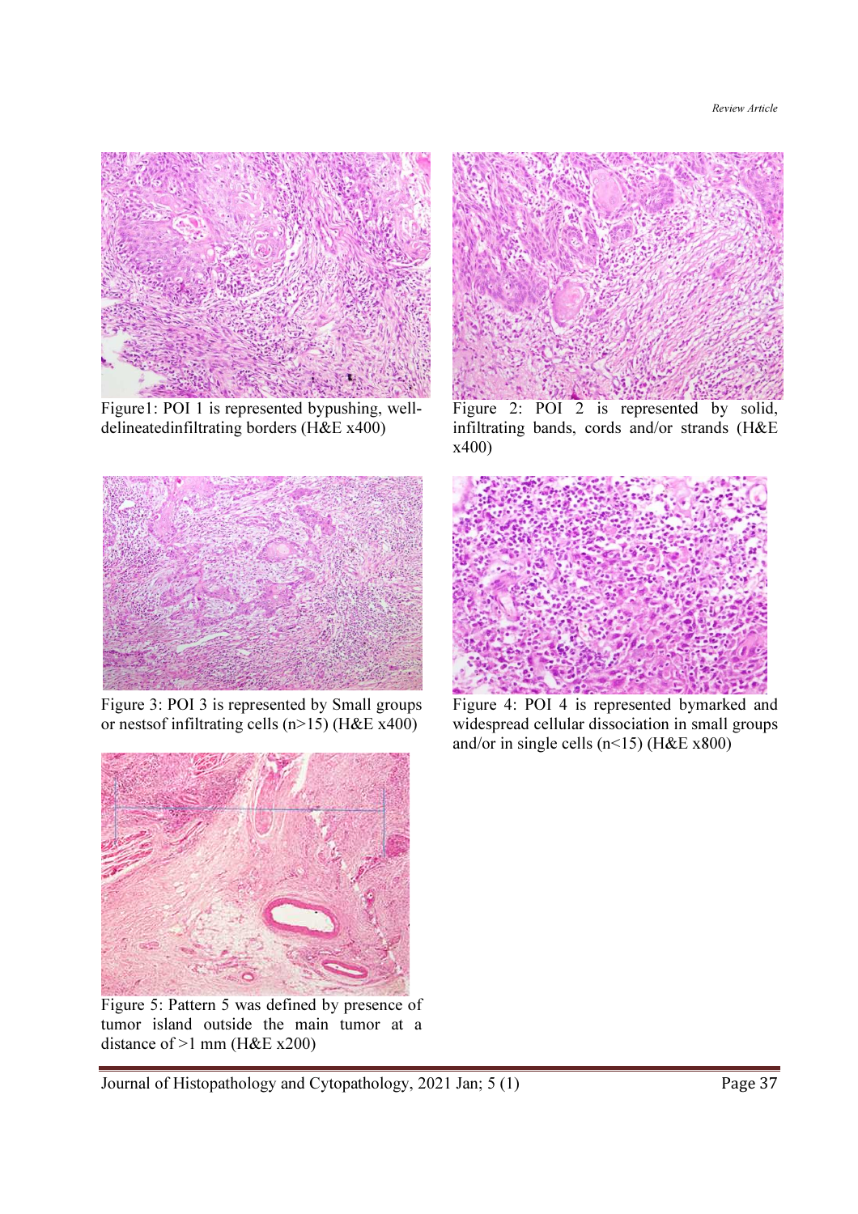Figure1: POI 1 is represented bypushing, well-delineatedinfiltrating borders (H&E x400)

Figure 2: POI 2 is represented by solid, infiltrating bands, cords and/or strands (H&E x400)

Figure 3: POI 3 is represented by Small groups or nestsof infiltrating cells (n>15) (H&E x400)

Figure 4: POI 4 is represented bymarked and widespread cellular dissociation in small groups and/or in single cells (n<15) (H&E x800)

Figure 5: Pattern 5 was defined by presence of tumor island outside the main tumor at a distance of >1 mm (H&E x200)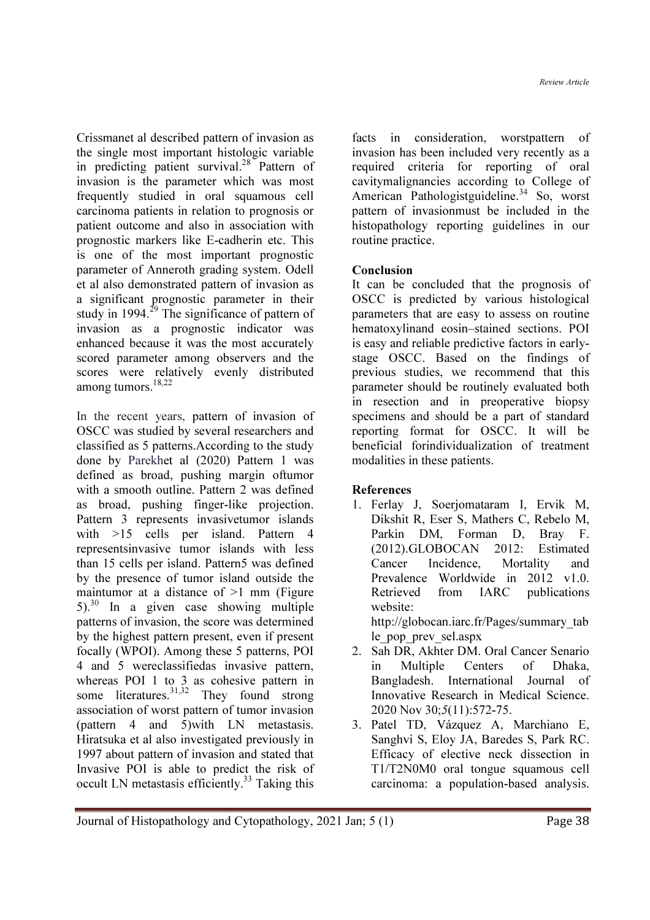Crissmanet al described pattern of invasion as the single most important histologic variable in predicting patient survival.[28] Pattern of invasion is the parameter which was most frequently studied in oral squamous cell carcinoma patients in relation to prognosis or patient outcome and also in association with prognostic markers like E-cadherin etc. This is one of the most important prognostic parameter of Anneroth grading system. Odell et al also demonstrated pattern of invasion as a significant prognostic parameter in their study in 1994.[29] The significance of pattern of invasion as a prognostic indicator was enhanced because it was the most accurately scored parameter among observers and the scores were relatively evenly distributed among tumors.[18,22]

In the recent years, pattern of invasion of OSCC was studied by several researchers and classified as 5 patterns.According to the study done by Parekhet al (2020) Pattern 1 was defined as broad, pushing margin oftumor with a smooth outline. Pattern 2 was defined as broad, pushing finger-like projection. Pattern 3 represents invasivetumor islands with >15 cells per island. Pattern 4 representsinvasive tumor islands with less than 15 cells per island. Pattern5 was defined by the presence of tumor island outside the maintumor at a distance of >1 mm (Figure 5).[30] In a given case showing multiple patterns of invasion, the score was determined by the highest pattern present, even if present focally (WPOI). Among these 5 patterns, POI 4 and 5 wereclassifiedas invasive pattern, whereas POI 1 to 3 as cohesive pattern in some literatures.[31,32] They found strong association of worst pattern of tumor invasion (pattern 4 and 5)with LN metastasis. Hiratsuka et al also investigated previously in 1997 about pattern of invasion and stated that Invasive POI is able to predict the risk of occult LN metastasis efficiently.[33] Taking this facts in consideration, worstpattern of invasion has been included very recently as a required criteria for reporting of oral cavitymalignancies according to College of American Pathologistguideline.[34] So, worst pattern of invasionmust be included in the histopathology reporting guidelines in our routine practice.

**Conclusion**

It can be concluded that the prognosis of OSCC is predicted by various histological parameters that are easy to assess on routine hematoxylinand eosin–stained sections. POI is easy and reliable predictive factors in early-stage OSCC. Based on the findings of previous studies, we recommend that this parameter should be routinely evaluated both in resection and in preoperative biopsy specimens and should be a part of standard reporting format for OSCC. It will be beneficial forindividualization of treatment modalities in these patients.

**References**

1. Ferlay J, Soerjomataram I, Ervik M, Dikshit R, Eser S, Mathers C, Rebelo M, Parkin DM, Forman D, Bray F. (2012).GLOBOCAN 2012: Estimated Cancer Incidence, Mortality and Prevalence Worldwide in 2012 v1.0. Retrieved from IARC publications website: http://globocan.iarc.fr/Pages/summary_table_pop_prev_sel.aspx
2. Sah DR, Akhter DM. Oral Cancer Senario in Multiple Centers of Dhaka, Bangladesh. International Journal of Innovative Research in Medical Science. 2020 Nov 30;5(11):572-75.
3. Patel TD, Vázquez A, Marchiano E, Sanghvi S, Eloy JA, Baredes S, Park RC. Efficacy of elective neck dissection in T1/T2N0M0 oral tongue squamous cell carcinoma: a population-based analysis.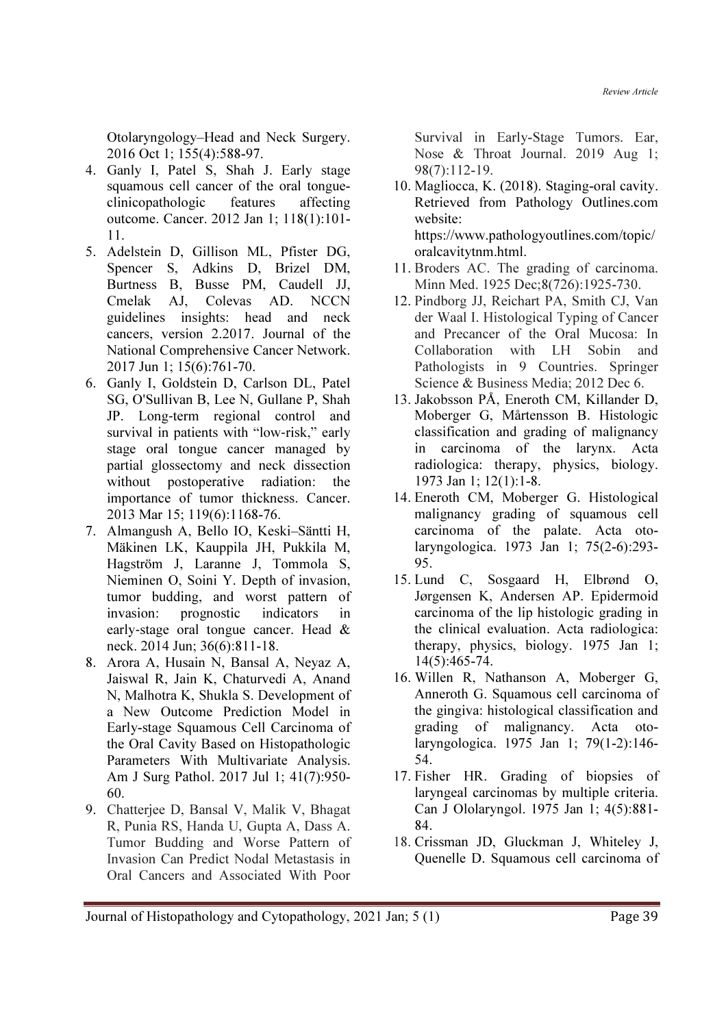Otolaryngology–Head and Neck Surgery. 2016 Oct 1; 155(4):588-97.

4. Ganly I, Patel S, Shah J. Early stage squamous cell cancer of the oral tongue-clinicopathologic features affecting outcome. Cancer. 2012 Jan 1; 118(1):101-11.
5. Adelstein D, Gillison ML, Pfister DG, Spencer S, Adkins D, Brizel DM, Burtness B, Busse PM, Caudell JJ, Cmelak AJ, Colevas AD. NCCN guidelines insights: head and neck cancers, version 2.2017. Journal of the National Comprehensive Cancer Network. 2017 Jun 1; 15(6):761-70.
6. Ganly I, Goldstein D, Carlson DL, Patel SG, O'Sullivan B, Lee N, Gullane P, Shah JP. Long-term regional control and survival in patients with "low-risk," early stage oral tongue cancer managed by partial glossectomy and neck dissection without postoperative radiation: the importance of tumor thickness. Cancer. 2013 Mar 15; 119(6):1168-76.
7. Almangush A, Bello IO, Keski–Säntti H, Mäkinen LK, Kauppila JH, Pukkila M, Hagström J, Laranne J, Tommola S, Nieminen O, Soini Y. Depth of invasion, tumor budding, and worst pattern of invasion: prognostic indicators in early-stage oral tongue cancer. Head & neck. 2014 Jun; 36(6):811-18.
8. Arora A, Husain N, Bansal A, Neyaz A, Jaiswal R, Jain K, Chaturvedi A, Anand N, Malhotra K, Shukla S. Development of a New Outcome Prediction Model in Early-stage Squamous Cell Carcinoma of the Oral Cavity Based on Histopathologic Parameters With Multivariate Analysis. Am J Surg Pathol. 2017 Jul 1; 41(7):950-60.
9. Chatterjee D, Bansal V, Malik V, Bhagat R, Punia RS, Handa U, Gupta A, Dass A. Tumor Budding and Worse Pattern of Invasion Can Predict Nodal Metastasis in Oral Cancers and Associated With Poor Survival in Early-Stage Tumors. Ear, Nose & Throat Journal. 2019 Aug 1; 98(7):112-19.
10. Magliocca, K. (2018). Staging-oral cavity. Retrieved from Pathology Outlines.com website: https://www.pathologyoutlines.com/topic/oralcavitytnm.html.
11. Broders AC. The grading of carcinoma. Minn Med. 1925 Dec;8(726):1925-730.
12. Pindborg JJ, Reichart PA, Smith CJ, Van der Waal I. Histological Typing of Cancer and Precancer of the Oral Mucosa: In Collaboration with LH Sobin and Pathologists in 9 Countries. Springer Science & Business Media; 2012 Dec 6.
13. Jakobsson PÅ, Eneroth CM, Killander D, Moberger G, Mårtensson B. Histologic classification and grading of malignancy in carcinoma of the larynx. Acta radiologica: therapy, physics, biology. 1973 Jan 1; 12(1):1-8.
14. Eneroth CM, Moberger G. Histological malignancy grading of squamous cell carcinoma of the palate. Acta oto-laryngologica. 1973 Jan 1; 75(2-6):293-95.
15. Lund C, Sosgaard H, Elbrønd O, Jørgensen K, Andersen AP. Epidermoid carcinoma of the lip histologic grading in the clinical evaluation. Acta radiologica: therapy, physics, biology. 1975 Jan 1; 14(5):465-74.
16. Willen R, Nathanson A, Moberger G, Anneroth G. Squamous cell carcinoma of the gingiva: histological classification and grading of malignancy. Acta oto-laryngologica. 1975 Jan 1; 79(1-2):146-54.
17. Fisher HR. Grading of biopsies of laryngeal carcinomas by multiple criteria. Can J Ololaryngol. 1975 Jan 1; 4(5):881-84.
18. Crissman JD, Gluckman J, Whiteley J, Quenelle D. Squamous cell carcinoma of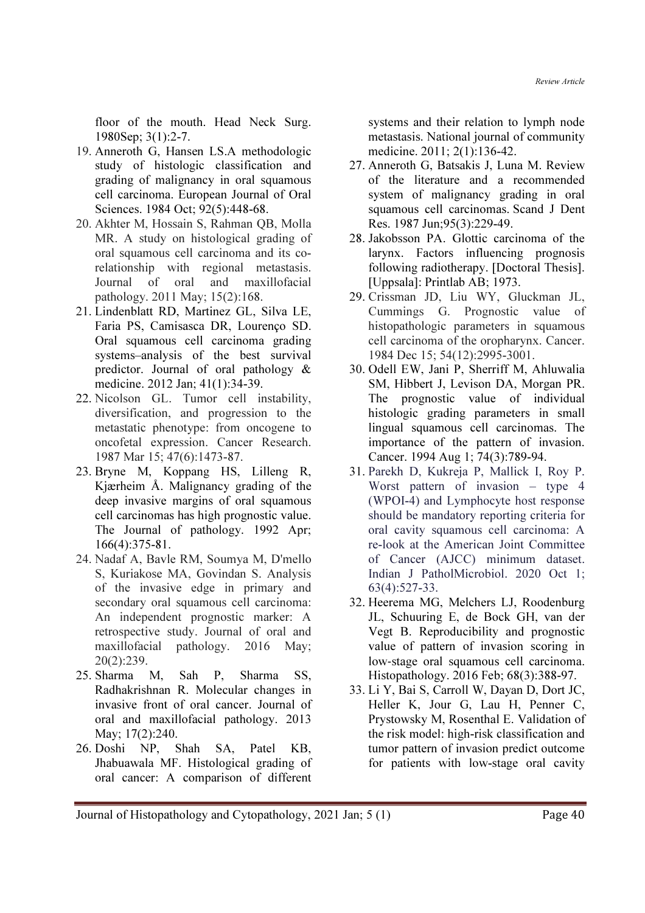floor of the mouth. Head Neck Surg. 1980Sep; 3(1):2-7.

19. Anneroth G, Hansen LS.A methodologic study of histologic classification and grading of malignancy in oral squamous cell carcinoma. European Journal of Oral Sciences. 1984 Oct; 92(5):448-68.
20. Akhter M, Hossain S, Rahman QB, Molla MR. A study on histological grading of oral squamous cell carcinoma and its co-relationship with regional metastasis. Journal of oral and maxillofacial pathology. 2011 May; 15(2):168.
21. Lindenblatt RD, Martinez GL, Silva LE, Faria PS, Camisasca DR, Lourenço SD. Oral squamous cell carcinoma grading systems–analysis of the best survival predictor. Journal of oral pathology & medicine. 2012 Jan; 41(1):34-39.
22. Nicolson GL. Tumor cell instability, diversification, and progression to the metastatic phenotype: from oncogene to oncofetal expression. Cancer Research. 1987 Mar 15; 47(6):1473-87.
23. Bryne M, Koppang HS, Lilleng R, Kjærheim Å. Malignancy grading of the deep invasive margins of oral squamous cell carcinomas has high prognostic value. The Journal of pathology. 1992 Apr; 166(4):375-81.
24. Nadaf A, Bavle RM, Soumya M, D'mello S, Kuriakose MA, Govindan S. Analysis of the invasive edge in primary and secondary oral squamous cell carcinoma: An independent prognostic marker: A retrospective study. Journal of oral and maxillofacial pathology. 2016 May; 20(2):239.
25. Sharma M, Sah P, Sharma SS, Radhakrishnan R. Molecular changes in invasive front of oral cancer. Journal of oral and maxillofacial pathology. 2013 May; 17(2):240.
26. Doshi NP, Shah SA, Patel KB, Jhabuawala MF. Histological grading of oral cancer: A comparison of different systems and their relation to lymph node metastasis. National journal of community medicine. 2011; 2(1):136-42.
27. Anneroth G, Batsakis J, Luna M. Review of the literature and a recommended system of malignancy grading in oral squamous cell carcinomas. Scand J Dent Res. 1987 Jun;95(3):229-49.
28. Jakobsson PA. Glottic carcinoma of the larynx. Factors influencing prognosis following radiotherapy. [Doctoral Thesis]. [Uppsala]: Printlab AB; 1973.
29. Crissman JD, Liu WY, Gluckman JL, Cummings G. Prognostic value of histopathologic parameters in squamous cell carcinoma of the oropharynx. Cancer. 1984 Dec 15; 54(12):2995-3001.
30. Odell EW, Jani P, Sherriff M, Ahluwalia SM, Hibbert J, Levison DA, Morgan PR. The prognostic value of individual histologic grading parameters in small lingual squamous cell carcinomas. The importance of the pattern of invasion. Cancer. 1994 Aug 1; 74(3):789-94.
31. Parekh D, Kukreja P, Mallick I, Roy P. Worst pattern of invasion – type 4 (WPOI-4) and Lymphocyte host response should be mandatory reporting criteria for oral cavity squamous cell carcinoma: A re-look at the American Joint Committee of Cancer (AJCC) minimum dataset. Indian J PatholMicrobiol. 2020 Oct 1; 63(4):527-33.
32. Heerema MG, Melchers LJ, Roodenburg JL, Schuuring E, de Bock GH, van der Vegt B. Reproducibility and prognostic value of pattern of invasion scoring in low-stage oral squamous cell carcinoma. Histopathology. 2016 Feb; 68(3):388-97.
33. Li Y, Bai S, Carroll W, Dayan D, Dort JC, Heller K, Jour G, Lau H, Penner C, Prystowsky M, Rosenthal E. Validation of the risk model: high-risk classification and tumor pattern of invasion predict outcome for patients with low-stage oral cavity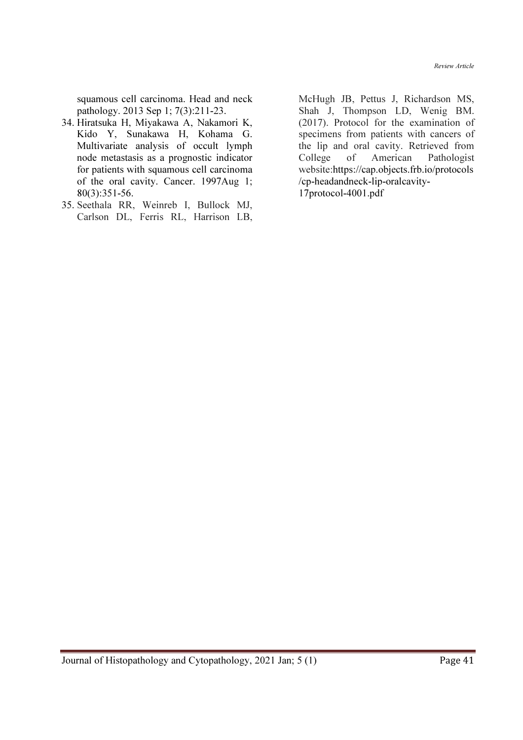squamous cell carcinoma. Head and neck pathology. 2013 Sep 1; 7(3):211-23.

34. Hiratsuka H, Miyakawa A, Nakamori K, Kido Y, Sunakawa H, Kohama G. Multivariate analysis of occult lymph node metastasis as a prognostic indicator for patients with squamous cell carcinoma of the oral cavity. Cancer. 1997Aug 1; 80(3):351-56.
35. Seethala RR, Weinreb I, Bullock MJ, Carlson DL, Ferris RL, Harrison LB, McHugh JB, Pettus J, Richardson MS, Shah J, Thompson LD, Wenig BM. (2017). Protocol for the examination of specimens from patients with cancers of the lip and oral cavity. Retrieved from College of American Pathologist website:https://cap.objects.frb.io/protocols/cp-headandneck-lip-oralcavity-17protocol-4001.pdf